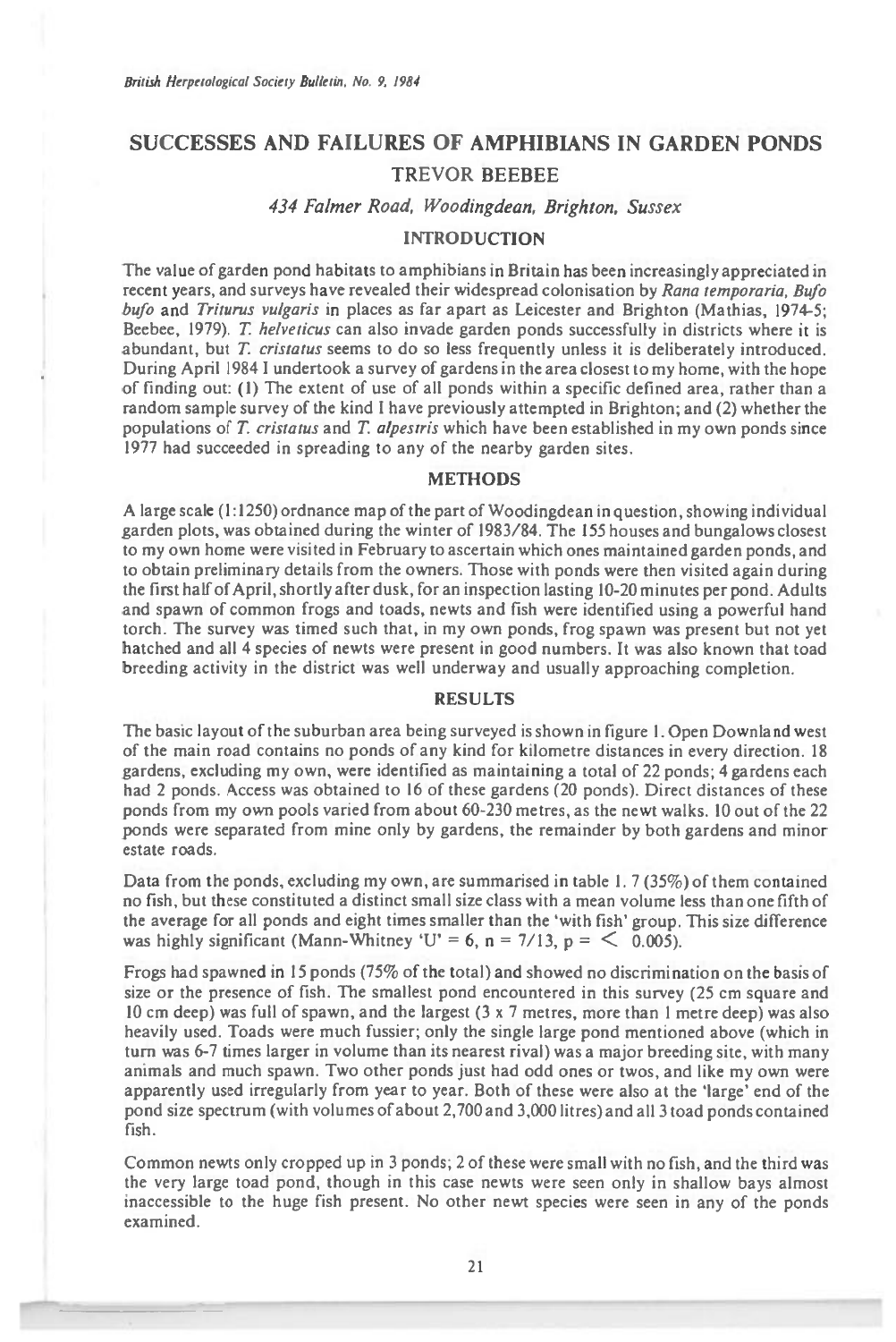# SUCCESSES AND FAILURES OF AMPHIBIANS IN GARDEN PONDS

## TREVOR BEEBEE

*434 Falmer Road, Woodingdean, Brighton, Sussex*

## INTRODUCTION

The value of garden pond habitats to amphibians in Britain has been increasingly appreciated in recent years, and surveys have revealed their widespread colonisation by *Rana temporaria, Bufo bufo* and *Triturus vulgaris* in places as far apart as Leicester and Brighton (Mathias, 1974-5; Beebee, 1979). *T. helveticus* can also invade garden ponds successfully in districts where it is abundant, but *T. cristatus* seems to do so less frequently unless it is deliberately introduced. During April 1984 I undertook a survey of gardens in the area closest to my home, with the hope of finding out: (1) The extent of use of all ponds within a specific defined area, rather than a random sample survey of the kind I have previously attempted in Brighton; and (2) whether the populations of *T. cristatus* and *T. alpestris* which have been established in my own ponds since 1977 had succeeded in spreading to any of the nearby garden sites.

## METHODS

A large scale (1:1250) ordnance map of the part of Woodingdean in question, showing individual garden plots, was obtained during the winter of 1983/84. The 155 houses and bungalows closest to my own home were visited in February to ascertain which ones maintained garden ponds, and to obtain preliminary details from the owners. Those with ponds were then visited again during the first half of April, shortly after dusk, for an inspection lasting 10-20 minutes per pond. Adults and spawn of common frogs and toads, newts and fish were identified using a powerful hand torch. The survey was timed such that, in my own ponds, frog spawn was present but not yet hatched and all 4 species of newts were present in good numbers. It was also known that toad breeding activity in the district was well underway and usually approaching completion.

## RESULTS

The basic layout of the suburban area being surveyed is shown in figure 1. Open Downland west of the main road contains no ponds of any kind for kilometre distances in every direction. 18 gardens, excluding my own, were identified as maintaining a total of 22 ponds; 4 gardens each had 2 ponds. Access was obtained to 16 of these gardens (20 ponds). Direct distances of these ponds from my own pools varied from about 60-230 metres, as the newt walks. 10 out of the 22 ponds were separated from mine only by gardens, the remainder by both gardens and minor estate roads.

Data from the ponds, excluding my own, are summarised in table 1. 7 (35%) of them contained no fish, but these constituted a distinct small size class with a mean volume less than one fifth of the average for all ponds and eight times smaller than the 'with fish' group. This size difference was highly significant (Mann-Whitney 'U' = 6, n = 7/13, $p = < 0.005$).

Frogs had spawned in 15 ponds (75% of the total) and showed no discrimination on the basis of size or the presence of fish. The smallest pond encountered in this survey (25 cm square and 10 cm deep) was full of spawn, and the largest (3 x 7 metres, more than 1 metre deep) was also heavily used. Toads were much fussier; only the single large pond mentioned above (which in turn was 6-7 times larger in volume than its nearest rival) was a major breeding site, with many animals and much spawn. Two other ponds just had odd ones or twos, and like my own were apparently used irregularly from year to year. Both of these were also at the 'large' end of the pond size spectrum (with volumes of about 2,700 and 3,000 litres) and all 3 toad ponds contained fish.

Common newts only cropped up in 3 ponds; 2 of these were small with no fish, and the third was the very large toad pond, though in this case newts were seen only in shallow bays almost inaccessible to the huge fish present. No other newt species were seen in any of the ponds examined.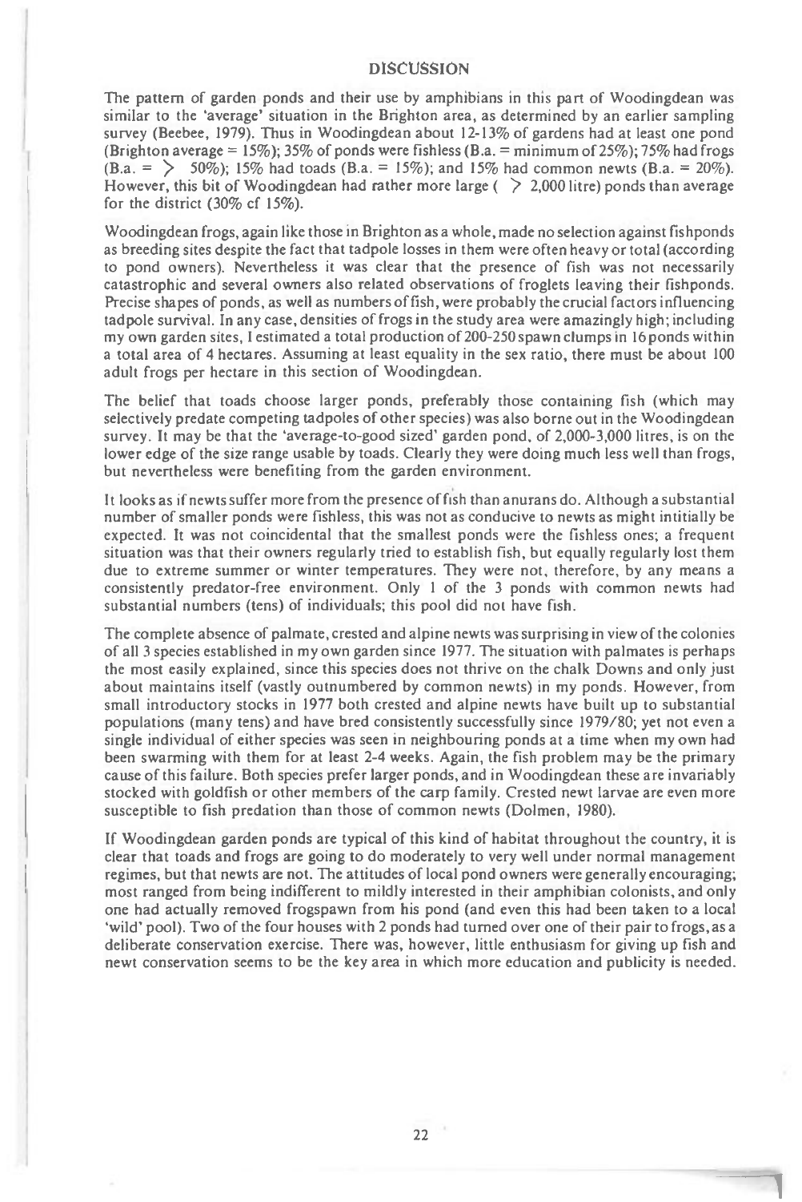## DISCUSSION

The pattern of garden ponds and their use by amphibians in this part of Woodingdean was similar to the 'average' situation in the Brighton area, as determined by an earlier sampling survey (Beebee, 1979). Thus in Woodingdean about 12-13% of gardens had at least one pond (Brighton average = 15%); 35% of ponds were fishless (B.a. = minimum of 25%); 75% had frogs (B.a. = $>$ 50%); 15% had toads (B.a. = 15%); and 15% had common newts (B.a. = 20%). However, this bit of Woodingdean had rather more large ( $>$ 2,000 litre) ponds than average for the district (30% cf 15%).

Woodingdean frogs, again like those in Brighton as a whole, made no selection against fishponds as breeding sites despite the fact that tadpole losses in them were often heavy or total (according to pond owners). Nevertheless it was clear that the presence of fish was not necessarily catastrophic and several owners also related observations of froglets leaving their fishponds. Precise shapes of ponds, as well as numbers of fish, were probably the crucial factors influencing tadpole survival. In any case, densities of frogs in the study area were amazingly high; including my own garden sites, I estimated a total production of 200-250 spawn clumps in 16 ponds within a total area of 4 hectares. Assuming at least equality in the sex ratio, there must be about 100 adult frogs per hectare in this section of Woodingdean.

The belief that toads choose larger ponds, preferably those containing fish (which may selectively predate competing tadpoles of other species) was also borne out in the Woodingdean survey. It may be that the 'average-to-good sized' garden pond, of 2,000-3,000 litres, is on the lower edge of the size range usable by toads. Clearly they were doing much less well than frogs, but nevertheless were benefiting from the garden environment.

It looks as if newts suffer more from the presence of fish than anurans do. Although a substantial number of smaller ponds were fishless, this was not as conducive to newts as might intitially be expected. It was not coincidental that the smallest ponds were the fishless ones; a frequent situation was that their owners regularly tried to establish fish, but equally regularly lost them due to extreme summer or winter temperatures. They were not, therefore, by any means a consistently predator-free environment. Only 1 of the 3 ponds with common newts had substantial numbers (tens) of individuals; this pool did not have fish.

The complete absence of palmate, crested and alpine newts was surprising in view of the colonies of all 3 species established in my own garden since 1977. The situation with palmates is perhaps the most easily explained, since this species does not thrive on the chalk Downs and only just about maintains itself (vastly outnumbered by common newts) in my ponds. However, from small introductory stocks in 1977 both crested and alpine newts have built up to substantial populations (many tens) and have bred consistently successfully since 1979/80; yet not even a single individual of either species was seen in neighbouring ponds at a time when my own had been swarming with them for at least 2-4 weeks. Again, the fish problem may be the primary cause of this failure. Both species prefer larger ponds, and in Woodingdean these are invariably stocked with goldfish or other members of the carp family. Crested newt larvae are even more susceptible to fish predation than those of common newts (Dolmen, 1980).

If Woodingdean garden ponds are typical of this kind of habitat throughout the country, it is clear that toads and frogs are going to do moderately to very well under normal management regimes, but that newts are not. The attitudes of local pond owners were generally encouraging; most ranged from being indifferent to mildly interested in their amphibian colonists, and only one had actually removed frogspawn from his pond (and even this had been taken to a local 'wild' pool). Two of the four houses with 2 ponds had turned over one of their pair to frogs, as a deliberate conservation exercise. There was, however, little enthusiasm for giving up fish and newt conservation seems to be the key area in which more education and publicity is needed.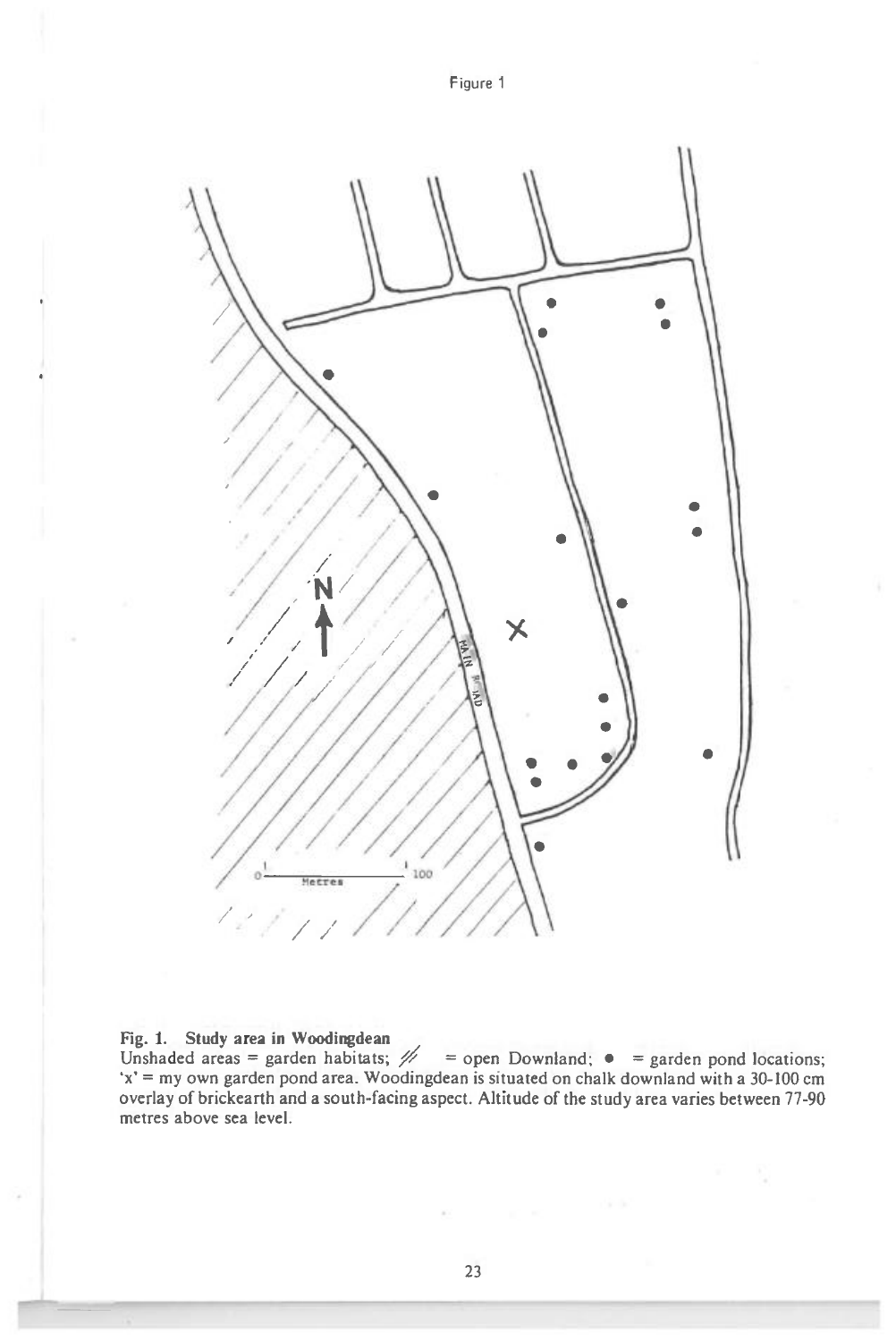Figure 1

**Fig. 1. Study area in Woodingdean**
Unshaded areas = garden habitats; // = open Downland; ● = garden pond locations; 'x' = my own garden pond area. Woodingdean is situated on chalk downland with a 30-100 cm overlay of brickearth and a south-facing aspect. Altitude of the study area varies between 77-90 metres above sea level.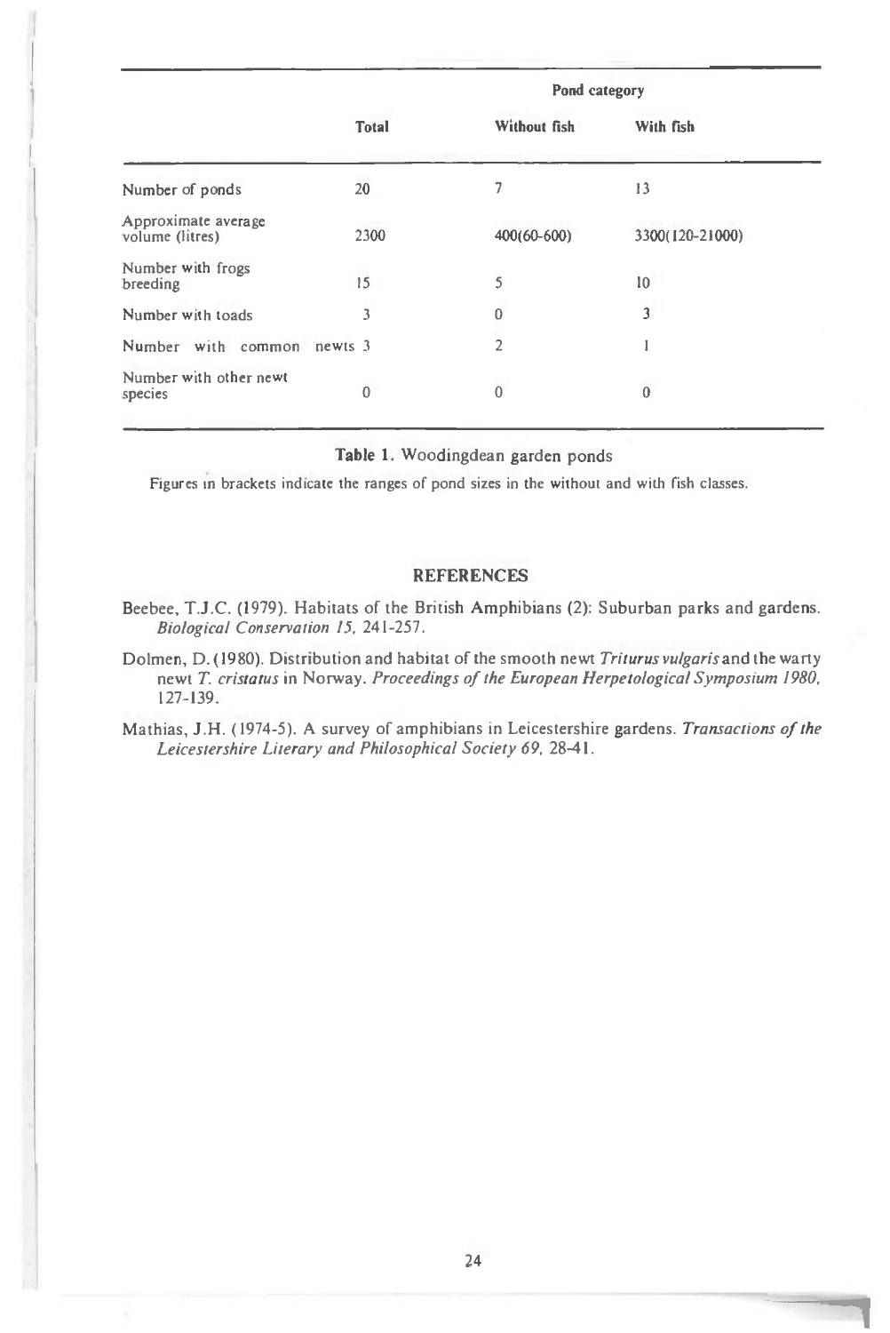| | Total | Pond category | |
|---|---|---|---|
| | | Without fish | With fish |
| Number of ponds | 20 | 7 | 13 |
| Approximate average volume (litres) | 2300 | 400(60-600) | 3300(120-21000) |
| Number with frogs breeding | 15 | 5 | 10 |
| Number with toads | 3 | 0 | 3 |
| Number with common newts | 3 | 2 | 1 |
| Number with other newt species | 0 | 0 | 0 |

**Table 1.** Woodingdean garden ponds

Figures in brackets indicate the ranges of pond sizes in the without and with fish classes.

## REFERENCES

Beebee, T.J.C. (1979). Habitats of the British Amphibians (2): Suburban parks and gardens. *Biological Conservation 15,* 241-257.

Dolmen, D. (1980). Distribution and habitat of the smooth newt *Triturus vulgaris* and the warty newt *T. cristatus* in Norway. *Proceedings of the European Herpetological Symposium 1980,* 127-139.

Mathias, J.H. (1974-5). A survey of amphibians in Leicestershire gardens. *Transactions of the Leicestershire Literary and Philosophical Society 69,* 28-41.